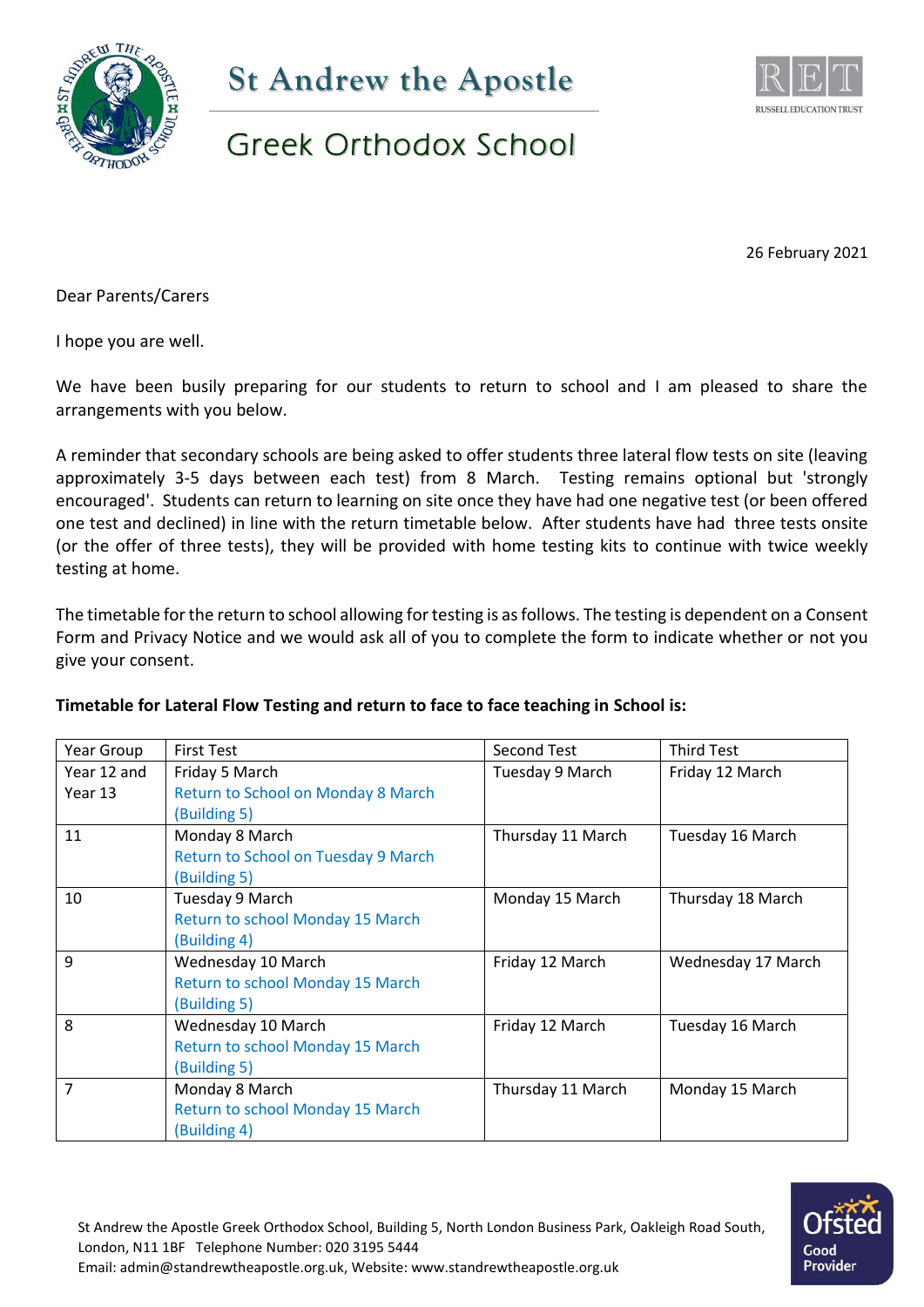# St Andrew the Apostle

## Greek Orthodox School

26 February 2021

Dear Parents/Carers

I hope you are well.

We have been busily preparing for our students to return to school and I am pleased to share the arrangements with you below.

A reminder that secondary schools are being asked to offer students three lateral flow tests on site (leaving approximately 3-5 days between each test) from 8 March. Testing remains optional but 'strongly encouraged'. Students can return to learning on site once they have had one negative test (or been offered one test and declined) in line with the return timetable below. After students have had three tests onsite (or the offer of three tests), they will be provided with home testing kits to continue with twice weekly testing at home.

The timetable for the return to school allowing for testing is as follows. The testing is dependent on a Consent Form and Privacy Notice and we would ask all of you to complete the form to indicate whether or not you give your consent.

**Timetable for Lateral Flow Testing and return to face to face teaching in School is:**

| Year Group | First Test | Second Test | Third Test |
|---|---|---|---|
| Year 12 and Year 13 | Friday 5 March<br>Return to School on Monday 8 March (Building 5) | Tuesday 9 March | Friday 12 March |
| 11 | Monday 8 March<br>Return to School on Tuesday 9 March (Building 5) | Thursday 11 March | Tuesday 16 March |
| 10 | Tuesday 9 March<br>Return to school Monday 15 March (Building 4) | Monday 15 March | Thursday 18 March |
| 9 | Wednesday 10 March<br>Return to school Monday 15 March (Building 5) | Friday 12 March | Wednesday 17 March |
| 8 | Wednesday 10 March<br>Return to school Monday 15 March (Building 5) | Friday 12 March | Tuesday 16 March |
| 7 | Monday 8 March<br>Return to school Monday 15 March (Building 4) | Thursday 11 March | Monday 15 March |

St Andrew the Apostle Greek Orthodox School, Building 5, North London Business Park, Oakleigh Road South, London, N11 1BF Telephone Number: 020 3195 5444
Email: admin@standrewtheapostle.org.uk, Website: www.standrewtheapostle.org.uk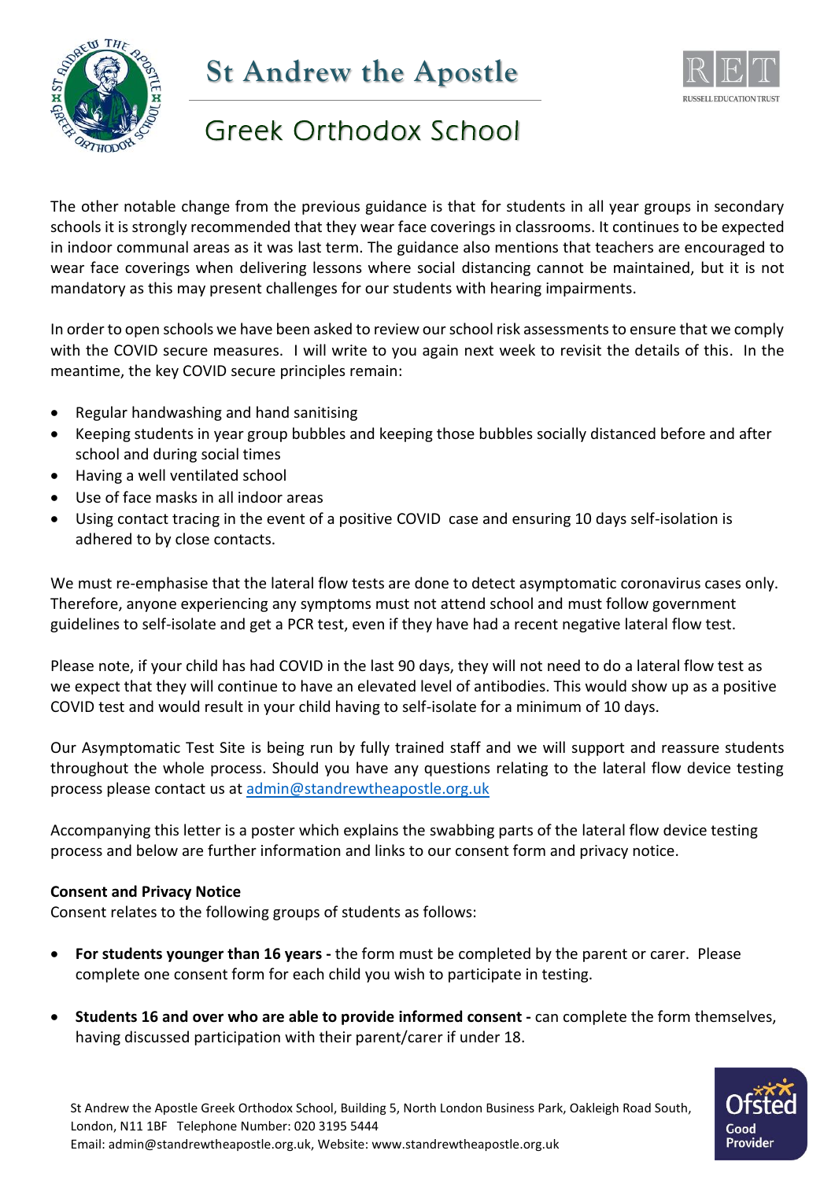The other notable change from the previous guidance is that for students in all year groups in secondary schools it is strongly recommended that they wear face coverings in classrooms. It continues to be expected in indoor communal areas as it was last term. The guidance also mentions that teachers are encouraged to wear face coverings when delivering lessons where social distancing cannot be maintained, but it is not mandatory as this may present challenges for our students with hearing impairments.

In order to open schools we have been asked to review our school risk assessments to ensure that we comply with the COVID secure measures. I will write to you again next week to revisit the details of this. In the meantime, the key COVID secure principles remain:

- Regular handwashing and hand sanitising
- Keeping students in year group bubbles and keeping those bubbles socially distanced before and after school and during social times
- Having a well ventilated school
- Use of face masks in all indoor areas
- Using contact tracing in the event of a positive COVID case and ensuring 10 days self-isolation is adhered to by close contacts.

We must re-emphasise that the lateral flow tests are done to detect asymptomatic coronavirus cases only. Therefore, anyone experiencing any symptoms must not attend school and must follow government guidelines to self-isolate and get a PCR test, even if they have had a recent negative lateral flow test.

Please note, if your child has had COVID in the last 90 days, they will not need to do a lateral flow test as we expect that they will continue to have an elevated level of antibodies. This would show up as a positive COVID test and would result in your child having to self-isolate for a minimum of 10 days.

Our Asymptomatic Test Site is being run by fully trained staff and we will support and reassure students throughout the whole process. Should you have any questions relating to the lateral flow device testing process please contact us at admin@standrewtheapostle.org.uk

Accompanying this letter is a poster which explains the swabbing parts of the lateral flow device testing process and below are further information and links to our consent form and privacy notice.

**Consent and Privacy Notice**

Consent relates to the following groups of students as follows:

- **For students younger than 16 years -** the form must be completed by the parent or carer. Please complete one consent form for each child you wish to participate in testing.

- **Students 16 and over who are able to provide informed consent -** can complete the form themselves, having discussed participation with their parent/carer if under 18.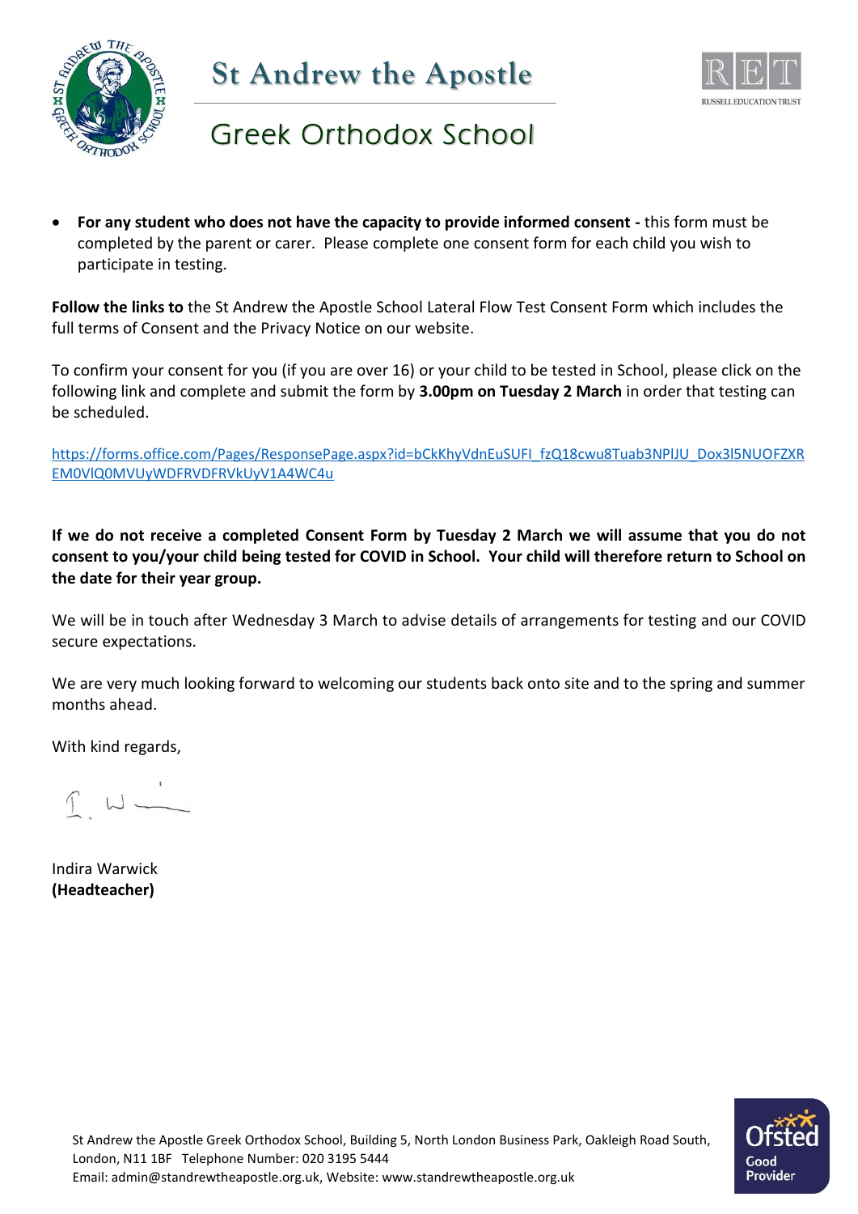- **For any student who does not have the capacity to provide informed consent -** this form must be completed by the parent or carer. Please complete one consent form for each child you wish to participate in testing.

**Follow the links to** the St Andrew the Apostle School Lateral Flow Test Consent Form which includes the full terms of Consent and the Privacy Notice on our website.

To confirm your consent for you (if you are over 16) or your child to be tested in School, please click on the following link and complete and submit the form by **3.00pm on Tuesday 2 March** in order that testing can be scheduled.

https://forms.office.com/Pages/ResponsePage.aspx?id=bCkKhyVdnEuSUFI_fzQ18cwu8Tuab3NPlJU_Dox3l5NUOFZXREM0VlQ0MVUyWDFRVDFRVkUyV1A4WC4u

**If we do not receive a completed Consent Form by Tuesday 2 March we will assume that you do not consent to you/your child being tested for COVID in School. Your child will therefore return to School on the date for their year group.**

We will be in touch after Wednesday 3 March to advise details of arrangements for testing and our COVID secure expectations.

We are very much looking forward to welcoming our students back onto site and to the spring and summer months ahead.

With kind regards,

Indira Warwick
**(Headteacher)**